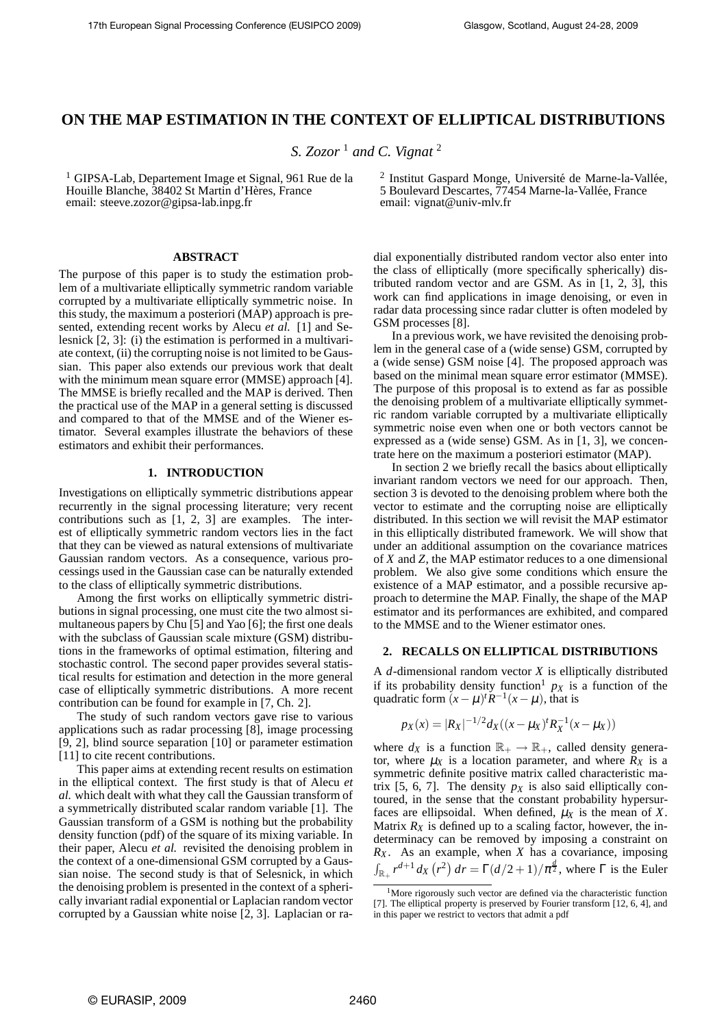# ON THE MAP ESTIMATION IN THE CONTEXT OF ELLIPTICAL DISTRIBUTIONS

*S. Zozor* [1] *and C. Vignat* [2]

[1] GIPSA-Lab, Departement Image et Signal, 961 Rue de la Houille Blanche, 38402 St Martin d'Hères, France
email: steeve.zozor@gipsa-lab.inpg.fr

[2] Institut Gaspard Monge, Université de Marne-la-Vallée, 5 Boulevard Descartes, 77454 Marne-la-Vallée, France
email: vignat@univ-mlv.fr

## ABSTRACT

The purpose of this paper is to study the estimation problem of a multivariate elliptically symmetric random variable corrupted by a multivariate elliptically symmetric noise. In this study, the maximum a posteriori (MAP) approach is presented, extending recent works by Alecu *et al.* [1] and Selesnick [2, 3]: (i) the estimation is performed in a multivariate context, (ii) the corrupting noise is not limited to be Gaussian. This paper also extends our previous work that dealt with the minimum mean square error (MMSE) approach [4]. The MMSE is briefly recalled and the MAP is derived. Then the practical use of the MAP in a general setting is discussed and compared to that of the MMSE and of the Wiener estimator. Several examples illustrate the behaviors of these estimators and exhibit their performances.

## 1. INTRODUCTION

Investigations on elliptically symmetric distributions appear recurrently in the signal processing literature; very recent contributions such as [1, 2, 3] are examples. The interest of elliptically symmetric random vectors lies in the fact that they can be viewed as natural extensions of multivariate Gaussian random vectors. As a consequence, various processings used in the Gaussian case can be naturally extended to the class of elliptically symmetric distributions.

Among the first works on elliptically symmetric distributions in signal processing, one must cite the two almost simultaneous papers by Chu [5] and Yao [6]; the first one deals with the subclass of Gaussian scale mixture (GSM) distributions in the frameworks of optimal estimation, filtering and stochastic control. The second paper provides several statistical results for estimation and detection in the more general case of elliptically symmetric distributions. A more recent contribution can be found for example in [7, Ch. 2].

The study of such random vectors gave rise to various applications such as radar processing [8], image processing [9, 2], blind source separation [10] or parameter estimation [11] to cite recent contributions.

This paper aims at extending recent results on estimation in the elliptical context. The first study is that of Alecu *et al.* which dealt with what they call the Gaussian transform of a symmetrically distributed scalar random variable [1]. The Gaussian transform of a GSM is nothing but the probability density function (pdf) of the square of its mixing variable. In their paper, Alecu *et al.* revisited the denoising problem in the context of a one-dimensional GSM corrupted by a Gaussian noise. The second study is that of Selesnick, in which the denoising problem is presented in the context of a spherically invariant radial exponential or Laplacian random vector corrupted by a Gaussian white noise [2, 3]. Laplacian or radial exponentially distributed random vector also enter into the class of elliptically (more specifically spherically) distributed random vector and are GSM. As in [1, 2, 3], this work can find applications in image denoising, or even in radar data processing since radar clutter is often modeled by GSM processes [8].

In a previous work, we have revisited the denoising problem in the general case of a (wide sense) GSM, corrupted by a (wide sense) GSM noise [4]. The proposed approach was based on the minimal mean square error estimator (MMSE). The purpose of this proposal is to extend as far as possible the denoising problem of a multivariate elliptically symmetric random variable corrupted by a multivariate elliptically symmetric noise even when one or both vectors cannot be expressed as a (wide sense) GSM. As in [1, 3], we concentrate here on the maximum a posteriori estimator (MAP).

In section 2 we briefly recall the basics about elliptically invariant random vectors we need for our approach. Then, section 3 is devoted to the denoising problem where both the vector to estimate and the corrupting noise are elliptically distributed. In this section we will revisit the MAP estimator in this elliptically distributed framework. We will show that under an additional assumption on the covariance matrices of $X$ and $Z$, the MAP estimator reduces to a one dimensional problem. We also give some conditions which ensure the existence of a MAP estimator, and a possible recursive approach to determine the MAP. Finally, the shape of the MAP estimator and its performances are exhibited, and compared to the MMSE and to the Wiener estimator ones.

## 2. RECALLS ON ELLIPTICAL DISTRIBUTIONS

A $d$-dimensional random vector $X$ is elliptically distributed if its probability density function[1] $p_X$ is a function of the quadratic form $(x-\mu)^t R^{-1}(x-\mu)$, that is

$$p_X(x) = |R_X|^{-1/2} d_X((x-\mu_X)^t R_X^{-1}(x-\mu_X))$$

where $d_X$ is a function $\mathbb{R}_+ \to \mathbb{R}_+$, called density generator, where $\mu_X$ is a location parameter, and where $R_X$ is a symmetric definite positive matrix called characteristic matrix [5, 6, 7]. The density $p_X$ is also said elliptically contoured, in the sense that the constant probability hypersurfaces are ellipsoidal. When defined, $\mu_X$ is the mean of $X$. Matrix $R_X$ is defined up to a scaling factor, however, the indeterminacy can be removed by imposing a constraint on $R_X$. As an example, when $X$ has a covariance, imposing $\int_{\mathbb{R}_+} r^{d+1} d_X\left(r^2\right) dr = \Gamma(d/2+1)/\pi^{\frac{d}{2}}$, where $\Gamma$ is the Euler

[1] More rigorously such vector are defined via the characteristic function [7]. The elliptical property is preserved by Fourier transform [12, 6, 4], and in this paper we restrict to vectors that admit a pdf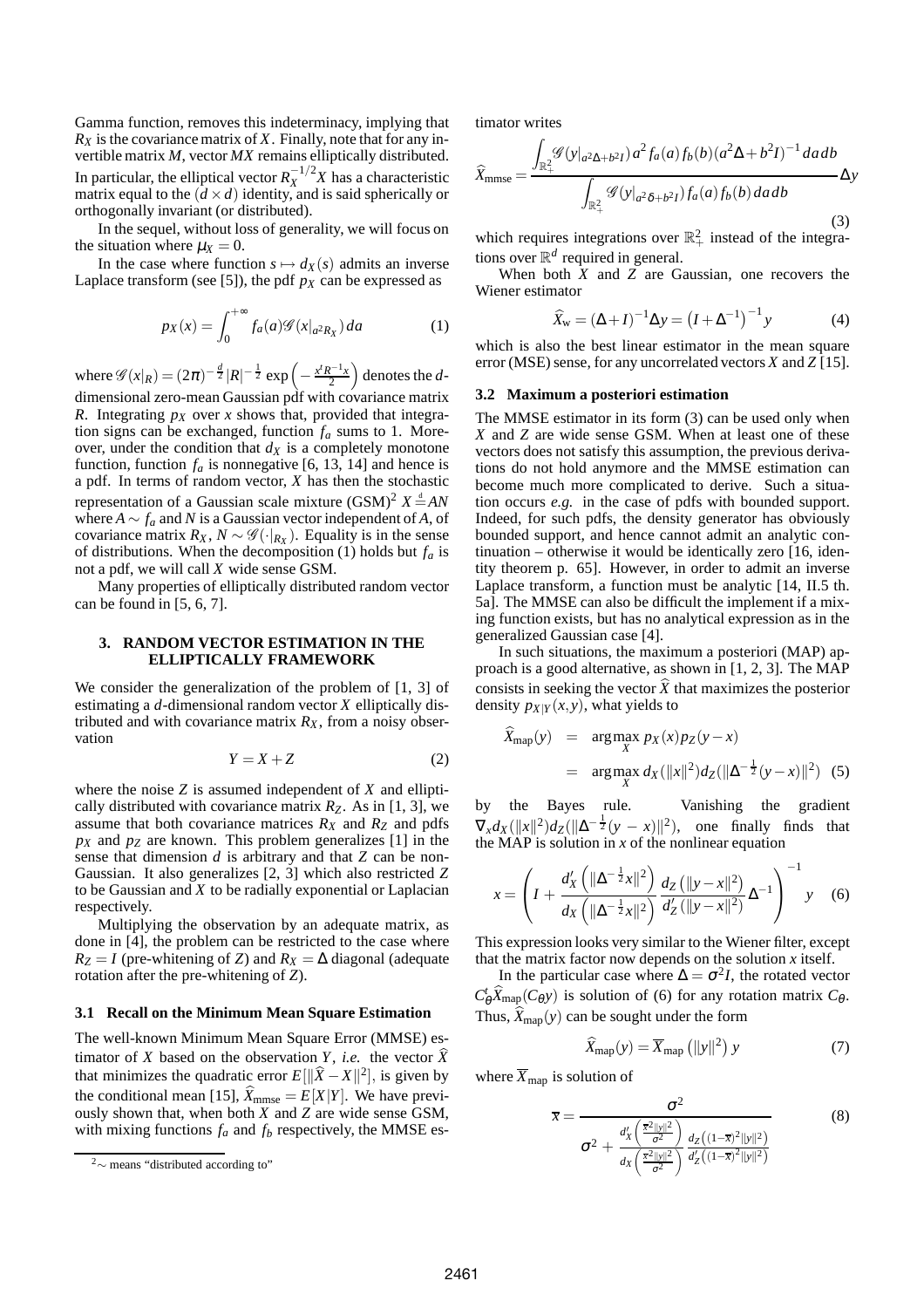Gamma function, removes this indeterminacy, implying that $R_X$ is the covariance matrix of $X$. Finally, note that for any invertible matrix $M$, vector $MX$ remains elliptically distributed. In particular, the elliptical vector $R_X^{-1/2}X$ has a characteristic matrix equal to the $(d \times d)$ identity, and is said spherically or orthogonally invariant (or distributed).

In the sequel, without loss of generality, we will focus on the situation where $\mu_X = 0$.

In the case where function $s \mapsto d_X(s)$ admits an inverse Laplace transform (see [5]), the pdf $p_X$ can be expressed as

$$p_X(x) = \int_0^{+\infty} f_a(a) \mathscr{G}(x|_{a^2 R_X})\, da \tag{1}$$

where $\mathscr{G}(x|_R) = (2\pi)^{-\frac{d}{2}} |R|^{-\frac{1}{2}} \exp\left(-\frac{x^t R^{-1} x}{2}\right)$ denotes the $d$-dimensional zero-mean Gaussian pdf with covariance matrix $R$. Integrating $p_X$ over $x$ shows that, provided that integration signs can be exchanged, function $f_a$ sums to 1. Moreover, under the condition that $d_X$ is a completely monotone function, function $f_a$ is nonnegative [6, 13, 14] and hence is a pdf. In terms of random vector, $X$ has then the stochastic representation of a Gaussian scale mixture (GSM)[2] $X \stackrel{d}{=} AN$ where $A \sim f_a$ and $N$ is a Gaussian vector independent of $A$, of covariance matrix $R_X$, $N \sim \mathscr{G}(\cdot|_{R_X})$. Equality is in the sense of distributions. When the decomposition (1) holds but $f_a$ is not a pdf, we will call $X$ wide sense GSM.

Many properties of elliptically distributed random vector can be found in [5, 6, 7].

## 3. RANDOM VECTOR ESTIMATION IN THE ELLIPTICALLY FRAMEWORK

We consider the generalization of the problem of [1, 3] of estimating a $d$-dimensional random vector $X$ elliptically distributed and with covariance matrix $R_X$, from a noisy observation

$$Y = X + Z \tag{2}$$

where the noise $Z$ is assumed independent of $X$ and elliptically distributed with covariance matrix $R_Z$. As in [1, 3], we assume that both covariance matrices $R_X$ and $R_Z$ and pdfs $p_X$ and $p_Z$ are known. This problem generalizes [1] in the sense that dimension $d$ is arbitrary and that $Z$ can be non-Gaussian. It also generalizes [2, 3] which also restricted $Z$ to be Gaussian and $X$ to be radially exponential or Laplacian respectively.

Multiplying the observation by an adequate matrix, as done in [4], the problem can be restricted to the case where $R_Z = I$ (pre-whitening of $Z$) and $R_X = \Delta$ diagonal (adequate rotation after the pre-whitening of $Z$).

### 3.1 Recall on the Minimum Mean Square Estimation

The well-known Minimum Mean Square Error (MMSE) estimator of $X$ based on the observation $Y$, *i.e.* the vector $\widehat{X}$ that minimizes the quadratic error $E[\|\widehat{X} - X\|^2]$, is given by the conditional mean [15], $\widehat{X}_{\mathrm{mmse}} = E[X|Y]$. We have previously shown that, when both $X$ and $Z$ are wide sense GSM, with mixing functions $f_a$ and $f_b$ respectively, the MMSE estimator writes

$$\widehat{X}_{\mathrm{mmse}} = \frac{\displaystyle\int_{\mathbb{R}_+^2} \mathscr{G}(y|_{a^2\Delta + b^2 I})\, a^2 f_a(a) f_b(b) (a^2\Delta + b^2 I)^{-1} \, da\, db}{\displaystyle\int_{\mathbb{R}_+^2} \mathscr{G}(y|_{a^2\delta + b^2 I}) f_a(a) f_b(b)\, da\, db} \Delta y \tag{3}$$

which requires integrations over $\mathbb{R}_+^2$ instead of the integrations over $\mathbb{R}^d$ required in general.

When both $X$ and $Z$ are Gaussian, one recovers the Wiener estimator

$$\widehat{X}_{\mathrm{w}} = (\Delta + I)^{-1} \Delta y = \left(I + \Delta^{-1}\right)^{-1} y \tag{4}$$

which is also the best linear estimator in the mean square error (MSE) sense, for any uncorrelated vectors $X$ and $Z$ [15].

### 3.2 Maximum a posteriori estimation

The MMSE estimator in its form (3) can be used only when $X$ and $Z$ are wide sense GSM. When at least one of these vectors does not satisfy this assumption, the previous derivations do not hold anymore and the MMSE estimation can become much more complicated to derive. Such a situation occurs *e.g.* in the case of pdfs with bounded support. Indeed, for such pdfs, the density generator has obviously bounded support, and hence cannot admit an analytic continuation – otherwise it would be identically zero [16, identity theorem p. 65]. However, in order to admit an inverse Laplace transform, a function must be analytic [14, II.5 th. 5a]. The MMSE can also be difficult the implement if a mixing function exists, but has no analytical expression as in the generalized Gaussian case [4].

In such situations, the maximum a posteriori (MAP) approach is a good alternative, as shown in [1, 2, 3]. The MAP consists in seeking the vector $\widehat{X}$ that maximizes the posterior density $p_{X|Y}(x,y)$, what yields to

$$\begin{aligned} \widehat{X}_{\mathrm{map}}(y) &= \arg\max_X \, p_X(x) p_Z(y - x) \\ &= \arg\max_X \, d_X(\|x\|^2) d_Z(\|\Delta^{-\frac{1}{2}}(y - x)\|^2) \end{aligned} \tag{5}$$

by the Bayes rule. Vanishing the gradient $\nabla_x d_X(\|x\|^2) d_Z(\|\Delta^{-\frac{1}{2}}(y - x)\|^2)$, one finally finds that the MAP is solution in $x$ of the nonlinear equation

$$x = \left( I + \frac{d_X'\left(\|\Delta^{-\frac{1}{2}} x\|^2\right)}{d_X\left(\|\Delta^{-\frac{1}{2}} x\|^2\right)} \frac{d_Z\left(\|y - x\|^2\right)}{d_Z'\left(\|y - x\|^2\right)} \Delta^{-1} \right)^{-1} y \tag{6}$$

This expression looks very similar to the Wiener filter, except that the matrix factor now depends on the solution $x$ itself.

In the particular case where $\Delta = \sigma^2 I$, the rotated vector $C_\theta^t \widehat{X}_{\mathrm{map}}(C_\theta y)$ is solution of (6) for any rotation matrix $C_\theta$. Thus, $\widehat{X}_{\mathrm{map}}(y)$ can be sought under the form

$$\widehat{X}_{\mathrm{map}}(y) = \overline{X}_{\mathrm{map}}\left(\|y\|^2\right) y \tag{7}$$

where $\overline{X}_{\mathrm{map}}$ is solution of

$$\overline{x} = \frac{\sigma^2}{\sigma^2 + \frac{d_X'\left(\frac{\overline{x}^2 \|y\|^2}{\sigma^2}\right)}{d_X\left(\frac{\overline{x}^2 \|y\|^2}{\sigma^2}\right)} \frac{d_Z\left((1 - \overline{x})^2 \|y\|^2\right)}{d_Z'\left((1 - \overline{x})^2 \|y\|^2\right)}} \tag{8}$$

[2] $\sim$ means "distributed according to"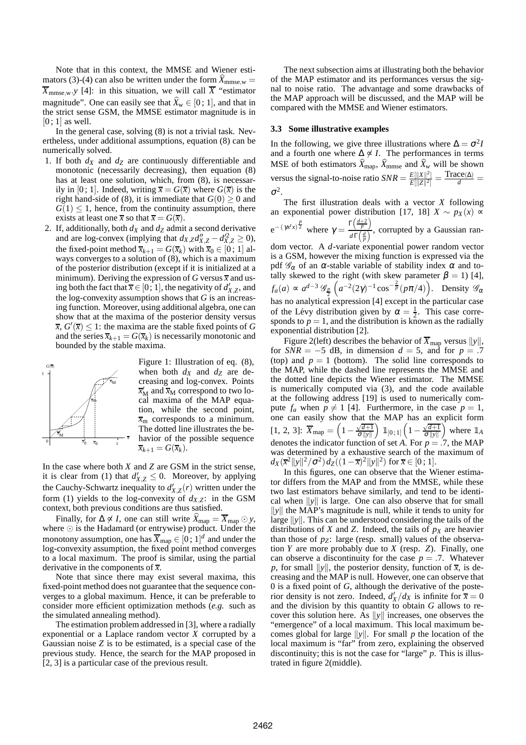Note that in this context, the MMSE and Wiener estimators (3)-(4) can also be written under the form $\widehat{X}_{\text{mmse,w}} = \overline{X}_{\text{mmse,w}}.y$ [4]: in this situation, we will call $\overline{X}$ "estimator magnitude". One can easily see that $\widehat{X}_{\text{w}} \in [0\,;1]$, and that in the strict sense GSM, the MMSE estimator magnitude is in $[0\,;1]$ as well.

In the general case, solving (8) is not a trivial task. Nevertheless, under additional assumptions, equation (8) can be numerically solved.

1. If both $d_X$ and $d_Z$ are continuously differentiable and monotonic (necessarily decreasing), then equation (8) has at least one solution, which, from (8), is necessarily in $[0\,;1]$. Indeed, writing $\overline{x} = G(\overline{x})$ where $G(\overline{x})$ is the right hand-side of (8), it is immediate that $G(0) \geq 0$ and $G(1) \leq 1$, hence, from the continuity assumption, there exists at least one $\overline{x}$ so that $\overline{x} = G(\overline{x})$.
2. If, additionally, both $d_X$ and $d_Z$ admit a second derivative and are log-convex (implying that $d_{X,Z} d''_{X,Z} - d'^2_{X,Z} \geq 0$), the fixed-point method $\overline{x}_{k+1} = G(\overline{x}_k)$ with $\overline{x}_0 \in [0\,;1]$ always converges to a solution of (8), which is a maximum of the posterior distribution (except if it is initialized at a minimum). Deriving the expression of $G$ versus $\overline{x}$ and using both the fact that $\overline{x} \in [0\,;1]$, the negativity of $d'_{X,Z}$, and the log-convexity assumption shows that $G$ is an increasing function. Moreover, using additional algebra, one can show that at the maxima of the posterior density versus $\overline{x}$, $G'(\overline{x}) \leq 1$: the maxima are the stable fixed points of $G$ and the series $\overline{x}_{k+1} = G(\overline{x}_k)$ is necessarily monotonic and bounded by the stable maxima.

Figure 1: Illustration of eq. (8), when both $d_X$ and $d_Z$ are decreasing and log-convex. Points $\overline{x}'_{\text{M}}$ and $\overline{x}_{\text{M}}$ correspond to two local maxima of the MAP equation, while the second point, $\overline{x}_{\text{m}}$ corresponds to a minimum. The dotted line illustrates the behavior of the possible sequence $\overline{x}_{k+1} = G(\overline{x}_k)$.

In the case where both $X$ and $Z$ are GSM in the strict sense, it is clear from (1) that $d'_{X,Z} \leq 0$. Moreover, by applying the Cauchy-Schwartz inequality to $d'_{X,Z}(r)$ written under the form (1) yields to the log-convexity of $d_{X,Z}$: in the GSM context, both previous conditions are thus satisfied.

Finally, for $\Delta \not\propto I$, one can still write $\widehat{X}_{\text{map}} = \overline{X}_{\text{map}} \odot y$, where $\odot$ is the Hadamard (or entrywise) product. Under the monotony assumption, one has $\overline{X}_{\text{map}} \in [0\,;1]^d$ and under the log-convexity assumption, the fixed point method converges to a local maximum. The proof is similar, using the partial derivative in the components of $\overline{x}$.

Note that since there may exist several maxima, this fixed-point method does not guarantee that the sequence converges to a global maximum. Hence, it can be preferable to consider more efficient optimization methods (*e.g.* such as the simulated annealing method).

The estimation problem addressed in [3], where a radially exponential or a Laplace random vector $X$ corrupted by a Gaussian noise $Z$ is to be estimated, is a special case of the previous study. Hence, the search for the MAP proposed in [2, 3] is a particular case of the previous result.

The next subsection aims at illustrating both the behavior of the MAP estimator and its performances versus the signal to noise ratio. The advantage and some drawbacks of the MAP approach will be discussed, and the MAP will be compared with the MMSE and Wiener estimators.

### 3.3 Some illustrative examples

In the following, we give three illustrations where $\Delta = \sigma^2 I$ and a fourth one where $\Delta \not\propto I$. The performances in terms MSE of both estimators $\widehat{X}_{\text{map}}$, $\widehat{X}_{\text{mmse}}$ and $\widehat{X}_{w}$ will be shown versus the signal-to-noise ratio $SNR = \frac{E[\|X\|^2]}{E[\|Z\|^2]} = \frac{\text{Trace}(\Delta)}{d} = \sigma^2$.

The first illustration deals with a vector $X$ following an exponential power distribution [17, 18] $X \sim p_X(x) \propto e^{-(\gamma x^t x)^{\frac{p}{2}}}$ where $\gamma = \frac{\Gamma\left(\frac{d+2}{p}\right)}{d\,\Gamma\left(\frac{d}{p}\right)}$, corrupted by a Gaussian random vector. A $d$-variate exponential power random vector is a GSM, however the mixing function is expressed via the pdf $\mathscr{G}_\alpha$ of an $\alpha$-stable variable of stability index $\alpha$ and totally skewed to the right (with skew parameter $\beta = 1$) [4], $f_a(a) \propto a^{d-3}\, \mathscr{G}_{\frac{p}{2}}\left(a^{-2}(2\gamma)^{-1}\cos^{-\frac{2}{p}}(p\pi/4)\right)$. Density $\mathscr{G}_\alpha$ has no analytical expression [4] except in the particular case of the Lévy distribution given by $\alpha = \frac{1}{2}$. This case corresponds to $p = 1$, and the distribution is known as the radially exponential distribution [2].

Figure 2(left) describes the behavior of $\overline{X}_{\text{map}}$ versus $\|y\|$, for $SNR = -5$ dB, in dimension $d = 5$, and for $p = .7$ (top) and $p = 1$ (bottom). The solid line corresponds to the MAP, while the dashed line represents the MMSE and the dotted line depicts the Wiener estimator. The MMSE is numerically computed via (3), and the code available at the following address [19] is used to numerically compute $f_a$ when $p \neq 1$ [4]. Furthermore, in the case $p = 1$, one can easily show that the MAP has an explicit form [1, 2, 3]: $\overline{X}_{\text{map}} = \left(1 - \frac{\sqrt{d+1}}{\sigma\|y\|}\right) \mathbb{1}_{[0\,;1]}\left(1 - \frac{\sqrt{d+1}}{\sigma\|y\|}\right)$ where $\mathbb{1}_A$ denotes the indicator function of set $A$. For $p = .7$, the MAP was determined by a exhaustive search of the maximum of $d_X(\overline{x}^2\|y\|^2/\sigma^2)\, d_Z((1-\overline{x})^2\|y\|^2)$ for $\overline{x} \in [0\,;1]$.

In this figures, one can observe that the Wiener estimator differs from the MAP and from the MMSE, while these two last estimators behave similarly, and tend to be identical when $\|y\|$ is large. One can also observe that for small $\|y\|$ the MAP's magnitude is null, while it tends to unity for large $\|y\|$. This can be understood considering the tails of the distributions of $X$ and $Z$. Indeed, the tails of $p_X$ are heavier than those of $p_Z$: large (resp. small) values of the observation $Y$ are more probably due to $X$ (resp. $Z$). Finally, one can observe a discontinuity for the case $p = .7$. Whatever $p$, for small $\|y\|$, the posterior density, function of $\overline{x}$, is decreasing and the MAP is null. However, one can observe that 0 is a fixed point of $G$, although the derivative of the posterior density is not zero. Indeed, $d'_X/d_X$ is infinite for $\overline{x} = 0$ and the division by this quantity to obtain $G$ allows to recover this solution here. As $\|y\|$ increases, one observes the "emergence" of a local maximum. This local maximum becomes global for large $\|y\|$. For small $p$ the location of the local maximum is "far" from zero, explaining the observed discontinuity; this is not the case for "large" $p$. This is illustrated in figure 2(middle).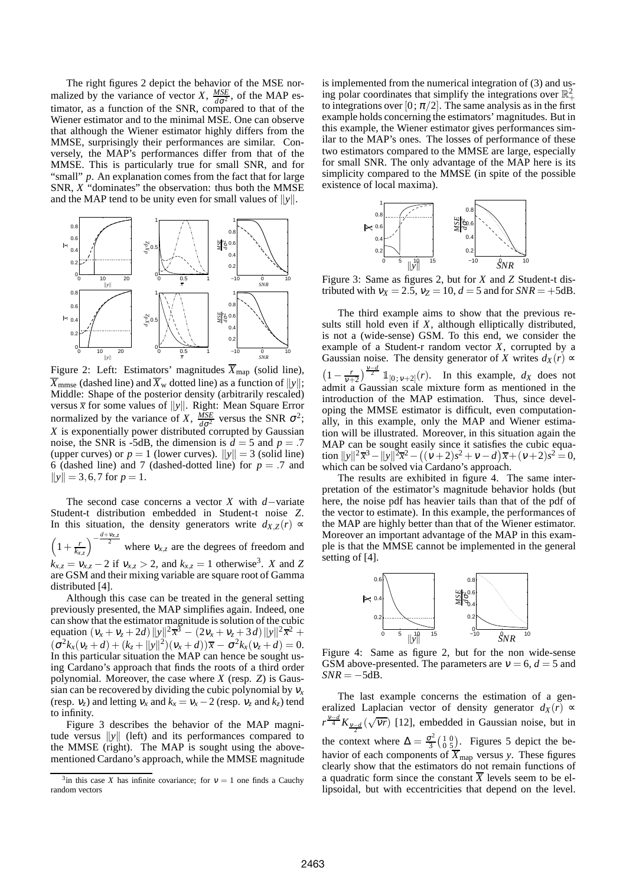The right figures 2 depict the behavior of the MSE normalized by the variance of vector $X$, $\frac{MSE}{d\sigma^2}$, of the MAP estimator, as a function of the SNR, compared to that of the Wiener estimator and to the minimal MSE. One can observe that although the Wiener estimator highly differs from the MMSE, surprisingly their performances are similar. Conversely, the MAP's performances differ from that of the MMSE. This is particularly true for small SNR, and for "small" $p$. An explanation comes from the fact that for large SNR, $X$ "dominates" the observation: thus both the MMSE and the MAP tend to be unity even for small values of $\|y\|$.

Figure 2: Left: Estimators' magnitudes $\overline{X}_{\text{map}}$ (solid line), $\overline{X}_{\text{mmse}}$ (dashed line) and $\overline{X}_{\text{w}}$ dotted line) as a function of $\|y\|$; Middle: Shape of the posterior density (arbitrarily rescaled) versus $\overline{x}$ for some values of $\|y\|$. Right: Mean Square Error normalized by the variance of $X$, $\frac{MSE}{d\sigma^2}$ versus the SNR $\sigma^2$; $X$ is exponentially power distributed corrupted by Gaussian noise, the SNR is -5dB, the dimension is $d = 5$ and $p = .7$ (upper curves) or $p = 1$ (lower curves). $\|y\| = 3$ (solid line) 6 (dashed line) and 7 (dashed-dotted line) for $p = .7$ and $\|y\| = 3, 6, 7$ for $p = 1$.

The second case concerns a vector $X$ with $d-$variate Student-t distribution embedded in Student-t noise $Z$. In this situation, the density generators write $d_{X,Z}(r) \propto \left(1 + \frac{r}{k_{x,z}}\right)^{-\frac{d+\nu_{x,z}}{2}}$ where $\nu_{x,z}$ are the degrees of freedom and $k_{x,z} = \nu_{x,z} - 2$ if $\nu_{x,z} > 2$, and $k_{x,z} = 1$ otherwise[3]. $X$ and $Z$ are GSM and their mixing variable are square root of Gamma distributed [4].

Although this case can be treated in the general setting previously presented, the MAP simplifies again. Indeed, one can show that the estimator magnitude is solution of the cubic equation $(\nu_x + \nu_z + 2d)\|y\|^2\overline{x}^3 - (2\nu_x + \nu_z + 3d)\|y\|^2\overline{x}^2 + (\sigma^2 k_x(\nu_z + d) + (k_z + \|y\|^2)(\nu_x + d))\overline{x} - \sigma^2 k_x(\nu_z + d) = 0$. In this particular situation the MAP can hence be sought using Cardano's approach that finds the roots of a third order polynomial. Moreover, the case where $X$ (resp. $Z$) is Gaussian can be recovered by dividing the cubic polynomial by $\nu_x$ (resp. $\nu_z$) and letting $\nu_x$ and $k_x = \nu_x - 2$ (resp. $\nu_z$ and $k_z$) tend to infinity.

Figure 3 describes the behavior of the MAP magnitude versus $\|y\|$ (left) and its performances compared to the MMSE (right). The MAP is sought using the above-mentioned Cardano's approach, while the MMSE magnitude is implemented from the numerical integration of (3) and using polar coordinates that simplify the integrations over $\mathbb{R}_+^2$ to integrations over $[0; \pi/2]$. The same analysis as in the first example holds concerning the estimators' magnitudes. But in this example, the Wiener estimator gives performances similar to the MAP's ones. The losses of performance of these two estimators compared to the MMSE are large, especially for small SNR. The only advantage of the MAP here is its simplicity compared to the MMSE (in spite of the possible existence of local maxima).

Figure 3: Same as figures 2, but for $X$ and $Z$ Student-t distributed with $\nu_X = 2.5$, $\nu_Z = 10$, $d = 5$ and for $SNR = +5$dB.

The third example aims to show that the previous results still hold even if $X$, although elliptically distributed, is not a (wide-sense) GSM. To this end, we consider the example of a Student-r random vector $X$, corrupted by a Gaussian noise. The density generator of $X$ writes $d_X(r) \propto \left(1 - \frac{r}{\nu+2}\right)^{\frac{\nu-d}{2}} \mathbb{1}_{[0;\nu+2]}(r)$. In this example, $d_X$ does not admit a Gaussian scale mixture form as mentioned in the introduction of the MAP estimation. Thus, since developing the MMSE estimator is difficult, even computationally, in this example, only the MAP and Wiener estimation will be illustrated. Moreover, in this situation again the MAP can be sought easily since it satisfies the cubic equation $\|y\|^2\overline{x}^3 - \|y\|^2\overline{x}^2 - \left((\nu+2)s^2 + \nu - d\right)\overline{x} + (\nu+2)s^2 = 0$, which can be solved via Cardano's approach.

The results are exhibited in figure 4. The same interpretation of the estimator's magnitude behavior holds (but here, the noise pdf has heavier tails than that of the pdf of the vector to estimate). In this example, the performances of the MAP are highly better than that of the Wiener estimator. Moreover an important advantage of the MAP in this example is that the MMSE cannot be implemented in the general setting of [4].

Figure 4: Same as figure 2, but for the non wide-sense GSM above-presented. The parameters are $\nu = 6$, $d = 5$ and $SNR = -5$dB.

The last example concerns the estimation of a generalized Laplacian vector of density generator $d_X(r) \propto r^{\frac{\nu-d}{4}} K_{\frac{\nu-d}{2}}(\sqrt{\nu r})$ [12], embedded in Gaussian noise, but in the context where $\Delta = \frac{\sigma^2}{3}\begin{pmatrix} 1 & 0 \\ 0 & 5 \end{pmatrix}$. Figures 5 depict the behavior of each components of $\overline{X}_{\text{map}}$ versus $y$. These figures clearly show that the estimators do not remain functions of a quadratic form since the constant $\overline{X}$ levels seem to be ellipsoidal, but with eccentricities that depend on the level.

[3] in this case $X$ has infinite covariance; for $\nu = 1$ one finds a Cauchy random vectors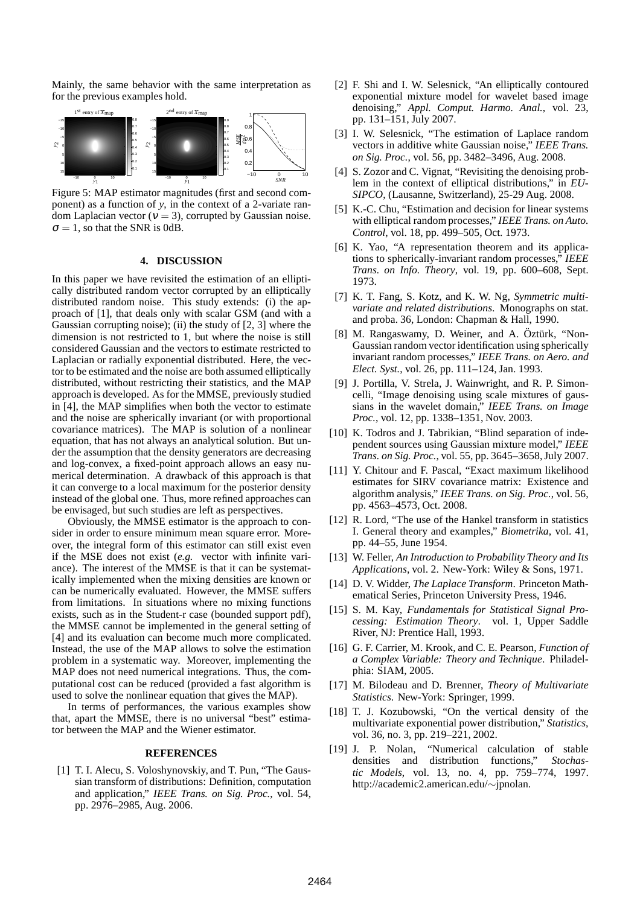Mainly, the same behavior with the same interpretation as for the previous examples hold.

1[st] entry of $\overline{x}_{\text{map}}$

2[nd] entry of $\overline{x}_{\text{map}}$

$y_2$

$y_1$

−15 −10 −5 0 5 10 15

−10 0 10

0.8 0.7 0.6 0.5 0.4 0.3 0.2 0.1

0.9 0.8 0.7 0.6 0.5 0.4 0.3 0.2 0.1

$\frac{\text{MSE}}{\text{tr}\,\Sigma}$

1 0.8 0.6 0.4 0.2

−10 0 10

$SNR$

Figure 5: MAP estimator magnitudes (first and second component) as a function of $y$, in the context of a 2-variate random Laplacian vector ($\nu = 3$), corrupted by Gaussian noise. $\sigma = 1$, so that the SNR is 0dB.

## 4. DISCUSSION

In this paper we have revisited the estimation of an elliptically distributed random vector corrupted by an elliptically distributed random noise. This study extends: (i) the approach of [1], that deals only with scalar GSM (and with a Gaussian corrupting noise); (ii) the study of [2, 3] where the dimension is not restricted to 1, but where the noise is still considered Gaussian and the vectors to estimate restricted to Laplacian or radially exponential distributed. Here, the vector to be estimated and the noise are both assumed elliptically distributed, without restricting their statistics, and the MAP approach is developed. As for the MMSE, previously studied in [4], the MAP simplifies when both the vector to estimate and the noise are spherically invariant (or with proportional covariance matrices). The MAP is solution of a nonlinear equation, that has not always an analytical solution. But under the assumption that the density generators are decreasing and log-convex, a fixed-point approach allows an easy numerical determination. A drawback of this approach is that it can converge to a local maximum for the posterior density instead of the global one. Thus, more refined approaches can be envisaged, but such studies are left as perspectives.

Obviously, the MMSE estimator is the approach to consider in order to ensure minimum mean square error. Moreover, the integral form of this estimator can still exist even if the MSE does not exist (*e.g.* vector with infinite variance). The interest of the MMSE is that it can be systematically implemented when the mixing densities are known or can be numerically evaluated. However, the MMSE suffers from limitations. In situations where no mixing functions exists, such as in the Student-r case (bounded support pdf), the MMSE cannot be implemented in the general setting of [4] and its evaluation can become much more complicated. Instead, the use of the MAP allows to solve the estimation problem in a systematic way. Moreover, implementing the MAP does not need numerical integrations. Thus, the computational cost can be reduced (provided a fast algorithm is used to solve the nonlinear equation that gives the MAP).

In terms of performances, the various examples show that, apart the MMSE, there is no universal "best" estimator between the MAP and the Wiener estimator.

## REFERENCES

[1] T. I. Alecu, S. Voloshynovskiy, and T. Pun, "The Gaussian transform of distributions: Definition, computation and application," *IEEE Trans. on Sig. Proc.*, vol. 54, pp. 2976–2985, Aug. 2006.

[2] F. Shi and I. W. Selesnick, "An elliptically contoured exponential mixture model for wavelet based image denoising," *Appl. Comput. Harmo. Anal.*, vol. 23, pp. 131–151, July 2007.

[3] I. W. Selesnick, "The estimation of Laplace random vectors in additive white Gaussian noise," *IEEE Trans. on Sig. Proc.*, vol. 56, pp. 3482–3496, Aug. 2008.

[4] S. Zozor and C. Vignat, "Revisiting the denoising problem in the context of elliptical distributions," in *EUSIPCO*, (Lausanne, Switzerland), 25-29 Aug. 2008.

[5] K.-C. Chu, "Estimation and decision for linear systems with elliptical random processes," *IEEE Trans. on Auto. Control*, vol. 18, pp. 499–505, Oct. 1973.

[6] K. Yao, "A representation theorem and its applications to spherically-invariant random processes," *IEEE Trans. on Info. Theory*, vol. 19, pp. 600–608, Sept. 1973.

[7] K. T. Fang, S. Kotz, and K. W. Ng, *Symmetric multivariate and related distributions*. Monographs on stat. and proba. 36, London: Chapman & Hall, 1990.

[8] M. Rangaswamy, D. Weiner, and A. Öztürk, "Non-Gaussian random vector identification using spherically invariant random processes," *IEEE Trans. on Aero. and Elect. Syst.*, vol. 26, pp. 111–124, Jan. 1993.

[9] J. Portilla, V. Strela, J. Wainwright, and R. P. Simoncelli, "Image denoising using scale mixtures of gaussians in the wavelet domain," *IEEE Trans. on Image Proc.*, vol. 12, pp. 1338–1351, Nov. 2003.

[10] K. Todros and J. Tabrikian, "Blind separation of independent sources using Gaussian mixture model," *IEEE Trans. on Sig. Proc.*, vol. 55, pp. 3645–3658, July 2007.

[11] Y. Chitour and F. Pascal, "Exact maximum likelihood estimates for SIRV covariance matrix: Existence and algorithm analysis," *IEEE Trans. on Sig. Proc.*, vol. 56, pp. 4563–4573, Oct. 2008.

[12] R. Lord, "The use of the Hankel transform in statistics I. General theory and examples," *Biometrika*, vol. 41, pp. 44–55, June 1954.

[13] W. Feller, *An Introduction to Probability Theory and Its Applications*, vol. 2. New-York: Wiley & Sons, 1971.

[14] D. V. Widder, *The Laplace Transform*. Princeton Mathematical Series, Princeton University Press, 1946.

[15] S. M. Kay, *Fundamentals for Statistical Signal Processing: Estimation Theory*. vol. 1, Upper Saddle River, NJ: Prentice Hall, 1993.

[16] G. F. Carrier, M. Krook, and C. E. Pearson, *Function of a Complex Variable: Theory and Technique*. Philadelphia: SIAM, 2005.

[17] M. Bilodeau and D. Brenner, *Theory of Multivariate Statistics*. New-York: Springer, 1999.

[18] T. J. Kozubowski, "On the vertical density of the multivariate exponential power distribution," *Statistics*, vol. 36, no. 3, pp. 219–221, 2002.

[19] J. P. Nolan, "Numerical calculation of stable densities and distribution functions," *Stochastic Models*, vol. 13, no. 4, pp. 759–774, 1997. http://academic2.american.edu/∼jpnolan.